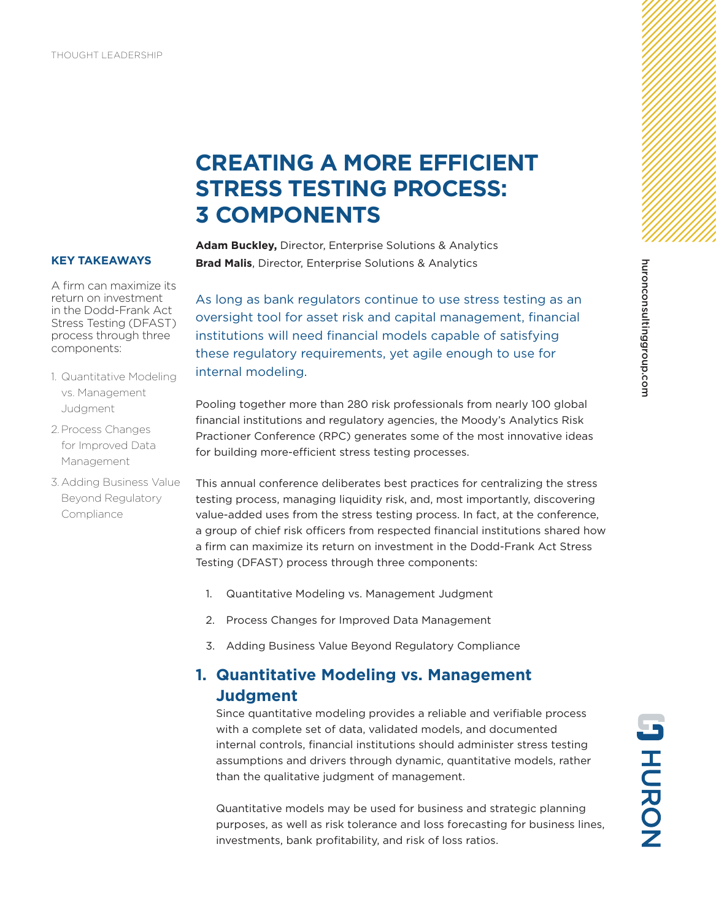THOUGHT LEADERSHIP

# CREATING A MORE EFFICIENT STRESS TESTING PROCESS: 3 COMPONENTS

**Adam Buckley,** Director, Enterprise Solutions & Analytics
**Brad Malis**, Director, Enterprise Solutions & Analytics

**KEY TAKEAWAYS**

A firm can maximize its return on investment in the Dodd-Frank Act Stress Testing (DFAST) process through three components:

1. Quantitative Modeling vs. Management Judgment
2. Process Changes for Improved Data Management
3. Adding Business Value Beyond Regulatory Compliance

As long as bank regulators continue to use stress testing as an oversight tool for asset risk and capital management, financial institutions will need financial models capable of satisfying these regulatory requirements, yet agile enough to use for internal modeling.

Pooling together more than 280 risk professionals from nearly 100 global financial institutions and regulatory agencies, the Moody's Analytics Risk Practioner Conference (RPC) generates some of the most innovative ideas for building more-efficient stress testing processes.

This annual conference deliberates best practices for centralizing the stress testing process, managing liquidity risk, and, most importantly, discovering value-added uses from the stress testing process. In fact, at the conference, a group of chief risk officers from respected financial institutions shared how a firm can maximize its return on investment in the Dodd-Frank Act Stress Testing (DFAST) process through three components:

1. Quantitative Modeling vs. Management Judgment
2. Process Changes for Improved Data Management
3. Adding Business Value Beyond Regulatory Compliance

## 1. Quantitative Modeling vs. Management Judgment

Since quantitative modeling provides a reliable and verifiable process with a complete set of data, validated models, and documented internal controls, financial institutions should administer stress testing assumptions and drivers through dynamic, quantitative models, rather than the qualitative judgment of management.

Quantitative models may be used for business and strategic planning purposes, as well as risk tolerance and loss forecasting for business lines, investments, bank profitability, and risk of loss ratios.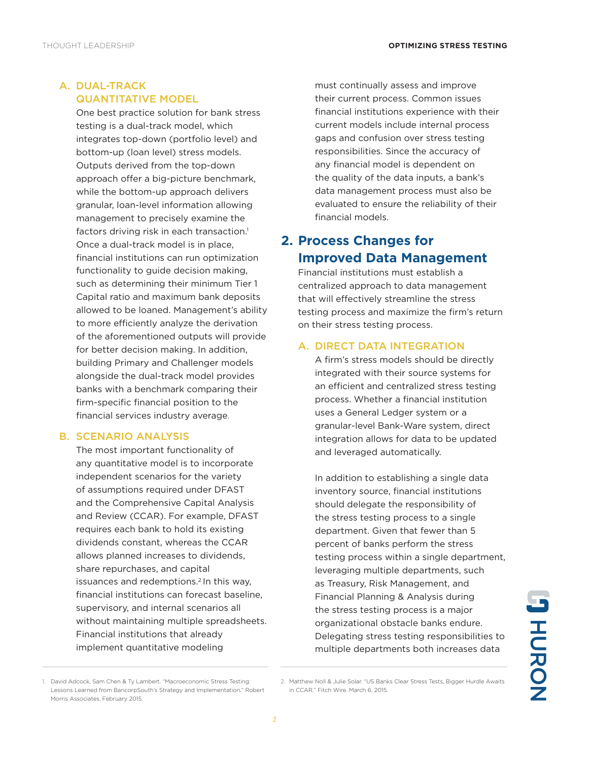### A. DUAL-TRACK QUANTITATIVE MODEL

One best practice solution for bank stress testing is a dual-track model, which integrates top-down (portfolio level) and bottom-up (loan level) stress models. Outputs derived from the top-down approach offer a big-picture benchmark, while the bottom-up approach delivers granular, loan-level information allowing management to precisely examine the factors driving risk in each transaction.[1] Once a dual-track model is in place, financial institutions can run optimization functionality to guide decision making, such as determining their minimum Tier 1 Capital ratio and maximum bank deposits allowed to be loaned. Management's ability to more efficiently analyze the derivation of the aforementioned outputs will provide for better decision making. In addition, building Primary and Challenger models alongside the dual-track model provides banks with a benchmark comparing their firm-specific financial position to the financial services industry average.

### B. SCENARIO ANALYSIS

The most important functionality of any quantitative model is to incorporate independent scenarios for the variety of assumptions required under DFAST and the Comprehensive Capital Analysis and Review (CCAR). For example, DFAST requires each bank to hold its existing dividends constant, whereas the CCAR allows planned increases to dividends, share repurchases, and capital issuances and redemptions.[2] In this way, financial institutions can forecast baseline, supervisory, and internal scenarios all without maintaining multiple spreadsheets. Financial institutions that already implement quantitative modeling must continually assess and improve their current process. Common issues financial institutions experience with their current models include internal process gaps and confusion over stress testing responsibilities. Since the accuracy of any financial model is dependent on the quality of the data inputs, a bank's data management process must also be evaluated to ensure the reliability of their financial models.

## 2. Process Changes for Improved Data Management

Financial institutions must establish a centralized approach to data management that will effectively streamline the stress testing process and maximize the firm's return on their stress testing process.

### A. DIRECT DATA INTEGRATION

A firm's stress models should be directly integrated with their source systems for an efficient and centralized stress testing process. Whether a financial institution uses a General Ledger system or a granular-level Bank-Ware system, direct integration allows for data to be updated and leveraged automatically.

In addition to establishing a single data inventory source, financial institutions should delegate the responsibility of the stress testing process to a single department. Given that fewer than 5 percent of banks perform the stress testing process within a single department, leveraging multiple departments, such as Treasury, Risk Management, and Financial Planning & Analysis during the stress testing process is a major organizational obstacle banks endure. Delegating stress testing responsibilities to multiple departments both increases data

---

1. David Adcock, Sam Chen & Ty Lambert. "Macroeconomic Stress Testing: Lessons Learned from BancorpSouth's Strategy and Implementation." Robert Morris Associates. February 2015.
2. Matthew Noll & Julie Solar. "US Banks Clear Stress Tests, Bigger Hurdle Awaits in CCAR." Fitch Wire. March 6, 2015.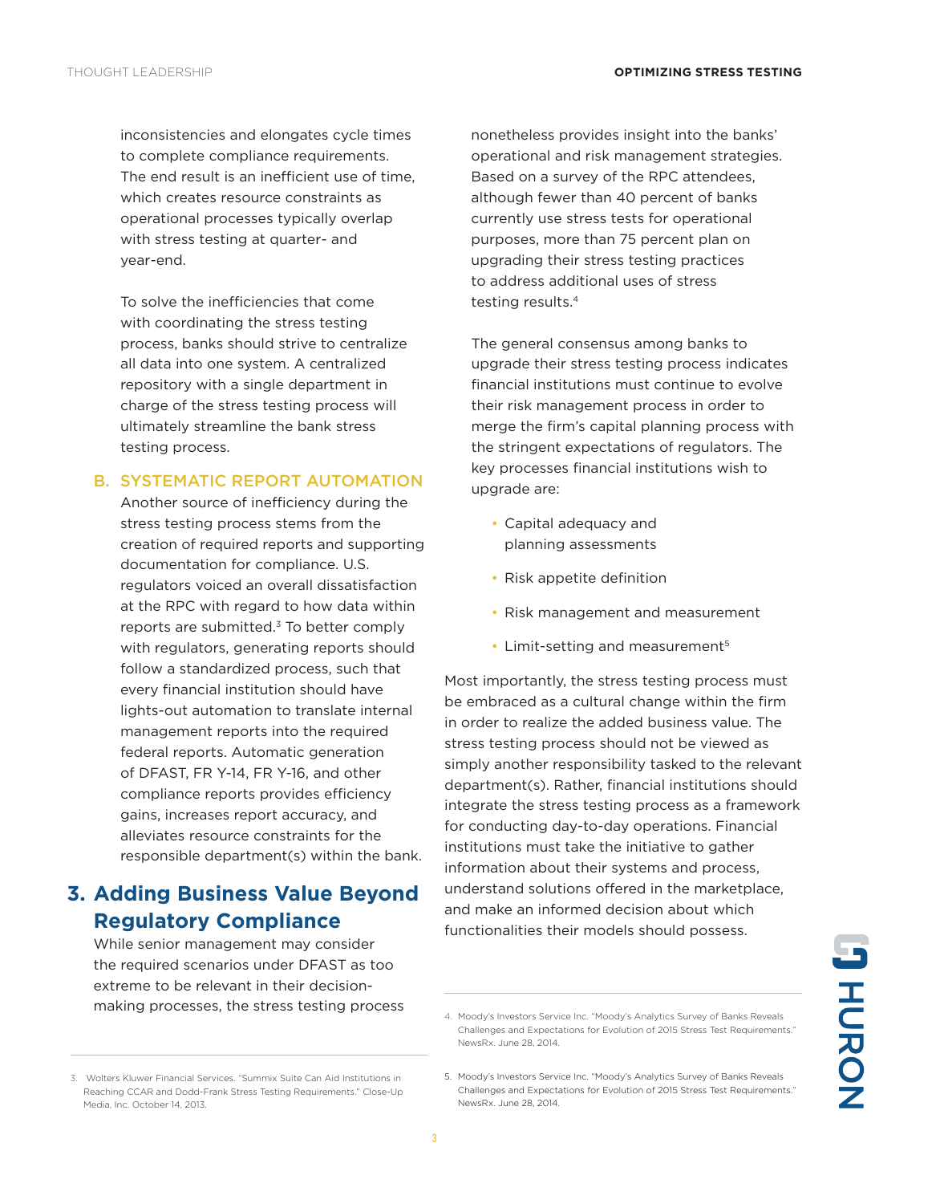inconsistencies and elongates cycle times to complete compliance requirements. The end result is an inefficient use of time, which creates resource constraints as operational processes typically overlap with stress testing at quarter- and year-end.

To solve the inefficiencies that come with coordinating the stress testing process, banks should strive to centralize all data into one system. A centralized repository with a single department in charge of the stress testing process will ultimately streamline the bank stress testing process.

### B. SYSTEMATIC REPORT AUTOMATION

Another source of inefficiency during the stress testing process stems from the creation of required reports and supporting documentation for compliance. U.S. regulators voiced an overall dissatisfaction at the RPC with regard to how data within reports are submitted.[3] To better comply with regulators, generating reports should follow a standardized process, such that every financial institution should have lights-out automation to translate internal management reports into the required federal reports. Automatic generation of DFAST, FR Y-14, FR Y-16, and other compliance reports provides efficiency gains, increases report accuracy, and alleviates resource constraints for the responsible department(s) within the bank.

## 3. Adding Business Value Beyond Regulatory Compliance

While senior management may consider the required scenarios under DFAST as too extreme to be relevant in their decision-making processes, the stress testing process nonetheless provides insight into the banks' operational and risk management strategies. Based on a survey of the RPC attendees, although fewer than 40 percent of banks currently use stress tests for operational purposes, more than 75 percent plan on upgrading their stress testing practices to address additional uses of stress testing results.[4]

The general consensus among banks to upgrade their stress testing process indicates financial institutions must continue to evolve their risk management process in order to merge the firm's capital planning process with the stringent expectations of regulators. The key processes financial institutions wish to upgrade are:

- Capital adequacy and planning assessments
- Risk appetite definition
- Risk management and measurement
- Limit-setting and measurement[5]

Most importantly, the stress testing process must be embraced as a cultural change within the firm in order to realize the added business value. The stress testing process should not be viewed as simply another responsibility tasked to the relevant department(s). Rather, financial institutions should integrate the stress testing process as a framework for conducting day-to-day operations. Financial institutions must take the initiative to gather information about their systems and process, understand solutions offered in the marketplace, and make an informed decision about which functionalities their models should possess.

---

3. Wolters Kluwer Financial Services. "Summix Suite Can Aid Institutions in Reaching CCAR and Dodd-Frank Stress Testing Requirements." Close-Up Media, Inc. October 14, 2013.

4. Moody's Investors Service Inc. "Moody's Analytics Survey of Banks Reveals Challenges and Expectations for Evolution of 2015 Stress Test Requirements." NewsRx. June 28, 2014.

5. Moody's Investors Service Inc. "Moody's Analytics Survey of Banks Reveals Challenges and Expectations for Evolution of 2015 Stress Test Requirements." NewsRx. June 28, 2014.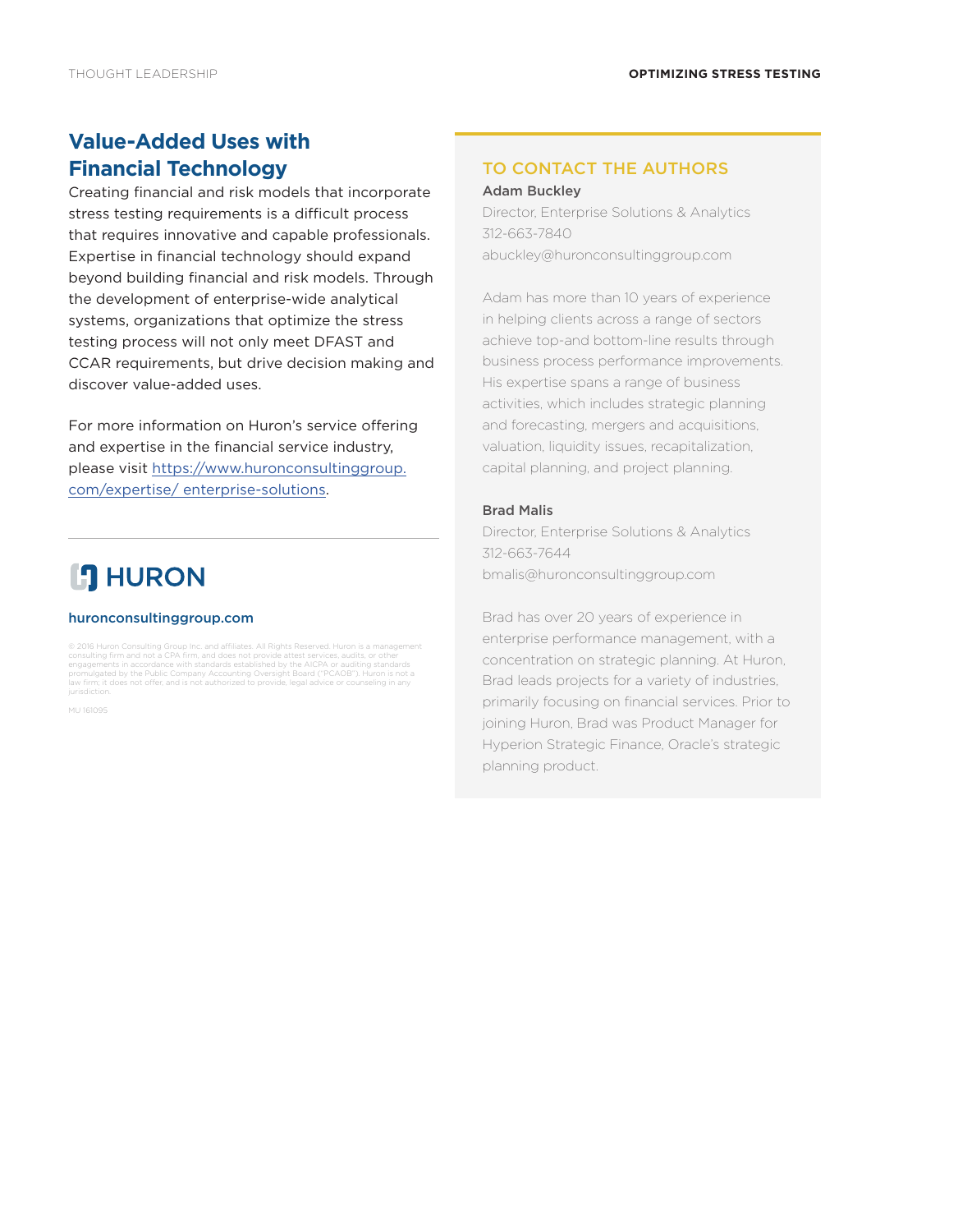## Value-Added Uses with Financial Technology

Creating financial and risk models that incorporate stress testing requirements is a difficult process that requires innovative and capable professionals. Expertise in financial technology should expand beyond building financial and risk models. Through the development of enterprise-wide analytical systems, organizations that optimize the stress testing process will not only meet DFAST and CCAR requirements, but drive decision making and discover value-added uses.

For more information on Huron's service offering and expertise in the financial service industry, please visit [https://www.huronconsultinggroup.com/expertise/ enterprise-solutions](https://www.huronconsultinggroup.com/expertise/enterprise-solutions).

---

HURON

**huronconsultinggroup.com**

© 2016 Huron Consulting Group Inc. and affiliates. All Rights Reserved. Huron is a management consulting firm and not a CPA firm, and does not provide attest services, audits, or other engagements in accordance with standards established by the AICPA or auditing standards promulgated by the Public Company Accounting Oversight Board ("PCAOB"). Huron is not a law firm; it does not offer, and is not authorized to provide, legal advice or counseling in any jurisdiction.

MU 161095

### TO CONTACT THE AUTHORS

**Adam Buckley**
Director, Enterprise Solutions & Analytics
312-663-7840
abuckley@huronconsultinggroup.com

Adam has more than 10 years of experience in helping clients across a range of sectors achieve top-and bottom-line results through business process performance improvements. His expertise spans a range of business activities, which includes strategic planning and forecasting, mergers and acquisitions, valuation, liquidity issues, recapitalization, capital planning, and project planning.

**Brad Malis**
Director, Enterprise Solutions & Analytics
312-663-7644
bmalis@huronconsultinggroup.com

Brad has over 20 years of experience in enterprise performance management, with a concentration on strategic planning. At Huron, Brad leads projects for a variety of industries, primarily focusing on financial services. Prior to joining Huron, Brad was Product Manager for Hyperion Strategic Finance, Oracle's strategic planning product.